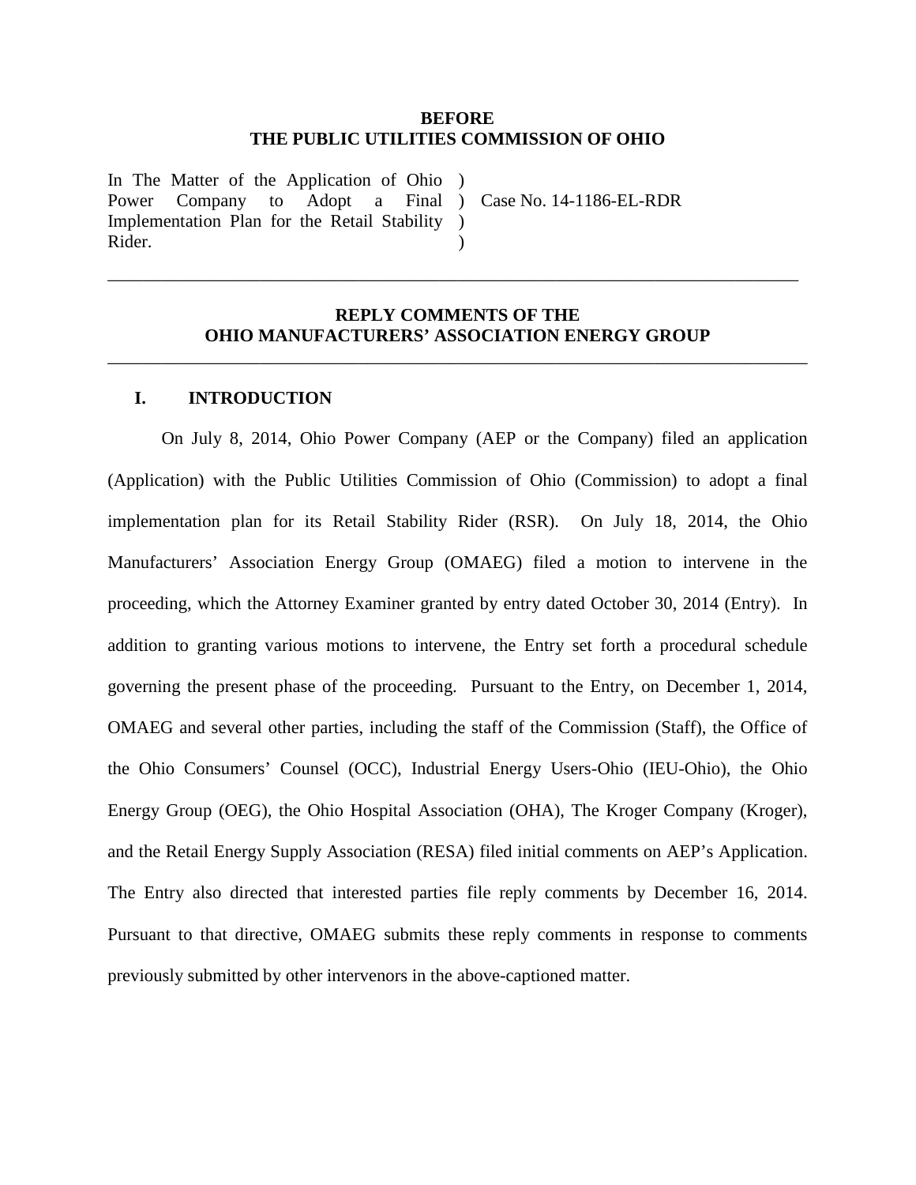**BEFORE**
**THE PUBLIC UTILITIES COMMISSION OF OHIO**

| | | |
|---|---|---|
| In The Matter of the Application of Ohio Power Company to Adopt a Final Implementation Plan for the Retail Stability Rider. | ) ) ) ) | Case No. 14-1186-EL-RDR |

---

**REPLY COMMENTS OF THE**
**OHIO MANUFACTURERS' ASSOCIATION ENERGY GROUP**

---

## I. INTRODUCTION

On July 8, 2014, Ohio Power Company (AEP or the Company) filed an application (Application) with the Public Utilities Commission of Ohio (Commission) to adopt a final implementation plan for its Retail Stability Rider (RSR). On July 18, 2014, the Ohio Manufacturers' Association Energy Group (OMAEG) filed a motion to intervene in the proceeding, which the Attorney Examiner granted by entry dated October 30, 2014 (Entry). In addition to granting various motions to intervene, the Entry set forth a procedural schedule governing the present phase of the proceeding. Pursuant to the Entry, on December 1, 2014, OMAEG and several other parties, including the staff of the Commission (Staff), the Office of the Ohio Consumers' Counsel (OCC), Industrial Energy Users-Ohio (IEU-Ohio), the Ohio Energy Group (OEG), the Ohio Hospital Association (OHA), The Kroger Company (Kroger), and the Retail Energy Supply Association (RESA) filed initial comments on AEP's Application. The Entry also directed that interested parties file reply comments by December 16, 2014. Pursuant to that directive, OMAEG submits these reply comments in response to comments previously submitted by other intervenors in the above-captioned matter.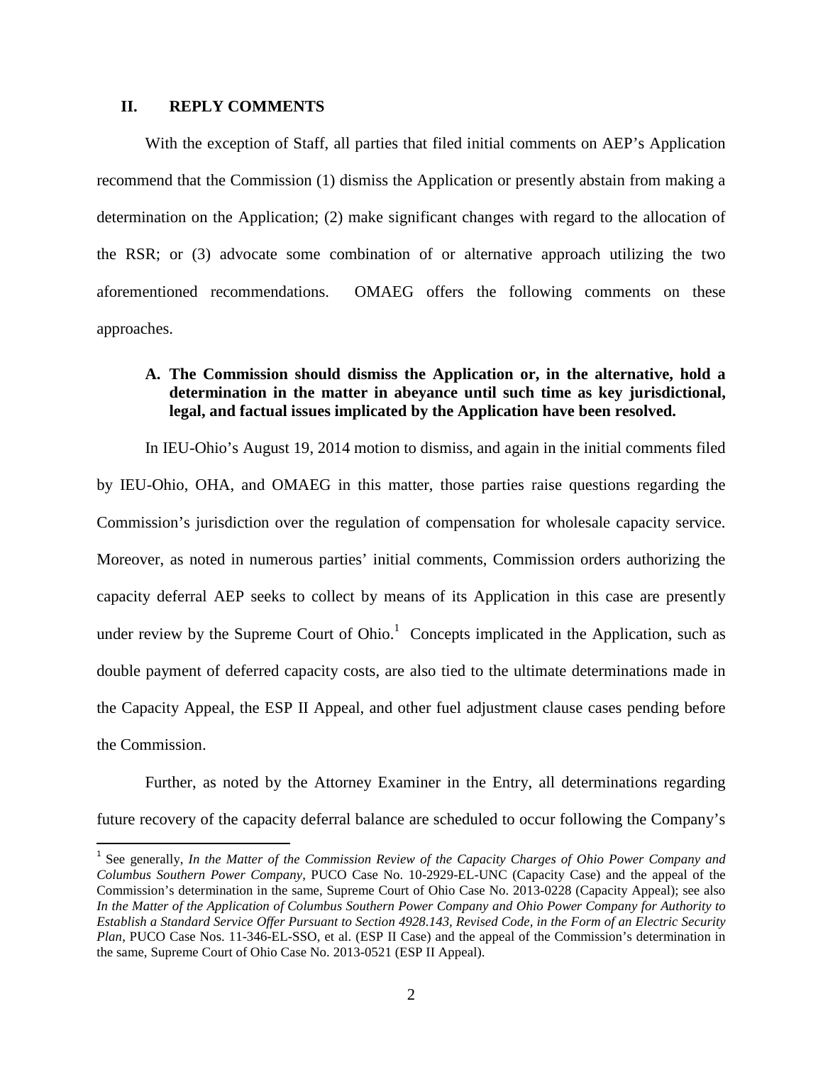## II. REPLY COMMENTS

With the exception of Staff, all parties that filed initial comments on AEP's Application recommend that the Commission (1) dismiss the Application or presently abstain from making a determination on the Application; (2) make significant changes with regard to the allocation of the RSR; or (3) advocate some combination of or alternative approach utilizing the two aforementioned recommendations. OMAEG offers the following comments on these approaches.

### A. The Commission should dismiss the Application or, in the alternative, hold a determination in the matter in abeyance until such time as key jurisdictional, legal, and factual issues implicated by the Application have been resolved.

In IEU-Ohio's August 19, 2014 motion to dismiss, and again in the initial comments filed by IEU-Ohio, OHA, and OMAEG in this matter, those parties raise questions regarding the Commission's jurisdiction over the regulation of compensation for wholesale capacity service. Moreover, as noted in numerous parties' initial comments, Commission orders authorizing the capacity deferral AEP seeks to collect by means of its Application in this case are presently under review by the Supreme Court of Ohio.[1] Concepts implicated in the Application, such as double payment of deferred capacity costs, are also tied to the ultimate determinations made in the Capacity Appeal, the ESP II Appeal, and other fuel adjustment clause cases pending before the Commission.

Further, as noted by the Attorney Examiner in the Entry, all determinations regarding future recovery of the capacity deferral balance are scheduled to occur following the Company's

[1] See generally, *In the Matter of the Commission Review of the Capacity Charges of Ohio Power Company and Columbus Southern Power Company*, PUCO Case No. 10-2929-EL-UNC (Capacity Case) and the appeal of the Commission's determination in the same, Supreme Court of Ohio Case No. 2013-0228 (Capacity Appeal); see also *In the Matter of the Application of Columbus Southern Power Company and Ohio Power Company for Authority to Establish a Standard Service Offer Pursuant to Section 4928.143, Revised Code, in the Form of an Electric Security Plan*, PUCO Case Nos. 11-346-EL-SSO, et al. (ESP II Case) and the appeal of the Commission's determination in the same, Supreme Court of Ohio Case No. 2013-0521 (ESP II Appeal).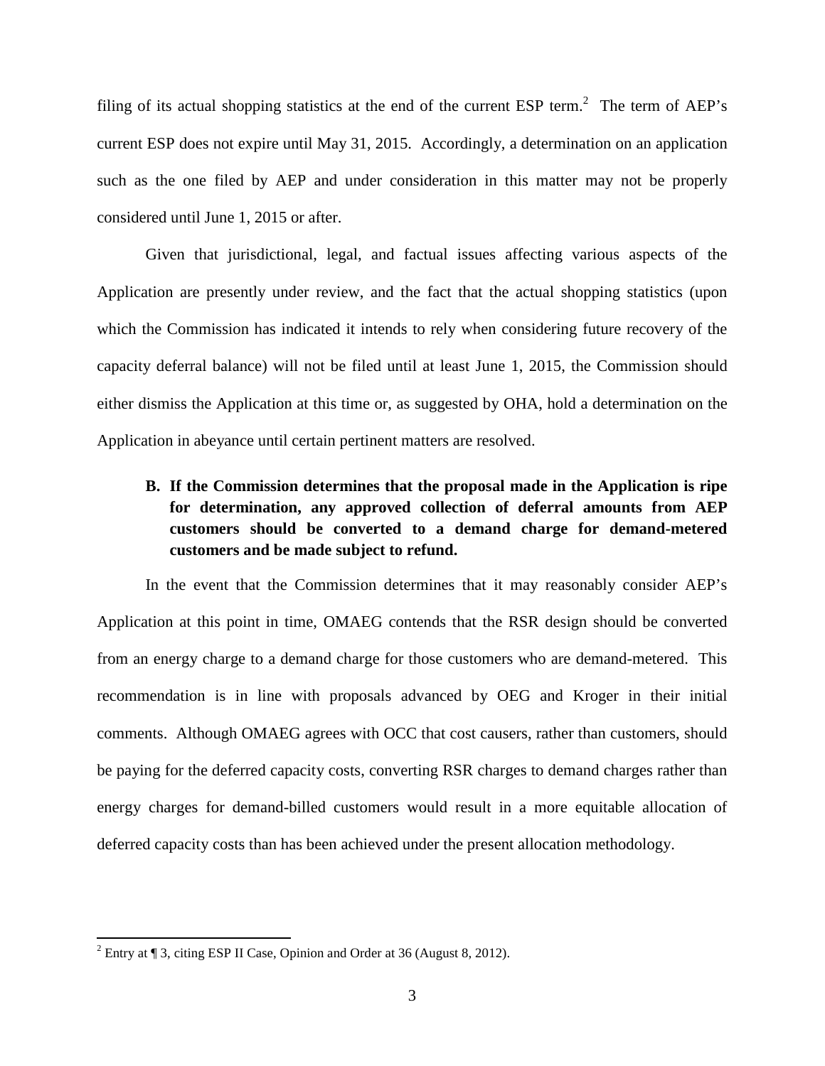filing of its actual shopping statistics at the end of the current ESP term.[2] The term of AEP's current ESP does not expire until May 31, 2015. Accordingly, a determination on an application such as the one filed by AEP and under consideration in this matter may not be properly considered until June 1, 2015 or after.

Given that jurisdictional, legal, and factual issues affecting various aspects of the Application are presently under review, and the fact that the actual shopping statistics (upon which the Commission has indicated it intends to rely when considering future recovery of the capacity deferral balance) will not be filed until at least June 1, 2015, the Commission should either dismiss the Application at this time or, as suggested by OHA, hold a determination on the Application in abeyance until certain pertinent matters are resolved.

**B. If the Commission determines that the proposal made in the Application is ripe for determination, any approved collection of deferral amounts from AEP customers should be converted to a demand charge for demand-metered customers and be made subject to refund.**

In the event that the Commission determines that it may reasonably consider AEP's Application at this point in time, OMAEG contends that the RSR design should be converted from an energy charge to a demand charge for those customers who are demand-metered. This recommendation is in line with proposals advanced by OEG and Kroger in their initial comments. Although OMAEG agrees with OCC that cost causers, rather than customers, should be paying for the deferred capacity costs, converting RSR charges to demand charges rather than energy charges for demand-billed customers would result in a more equitable allocation of deferred capacity costs than has been achieved under the present allocation methodology.

[2] Entry at ¶ 3, citing ESP II Case, Opinion and Order at 36 (August 8, 2012).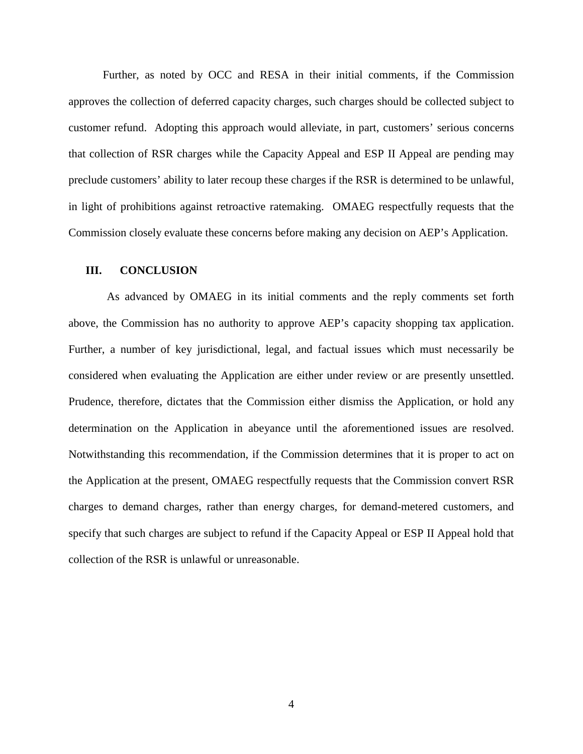Further, as noted by OCC and RESA in their initial comments, if the Commission approves the collection of deferred capacity charges, such charges should be collected subject to customer refund. Adopting this approach would alleviate, in part, customers' serious concerns that collection of RSR charges while the Capacity Appeal and ESP II Appeal are pending may preclude customers' ability to later recoup these charges if the RSR is determined to be unlawful, in light of prohibitions against retroactive ratemaking. OMAEG respectfully requests that the Commission closely evaluate these concerns before making any decision on AEP's Application.

## III. CONCLUSION

As advanced by OMAEG in its initial comments and the reply comments set forth above, the Commission has no authority to approve AEP's capacity shopping tax application. Further, a number of key jurisdictional, legal, and factual issues which must necessarily be considered when evaluating the Application are either under review or are presently unsettled. Prudence, therefore, dictates that the Commission either dismiss the Application, or hold any determination on the Application in abeyance until the aforementioned issues are resolved. Notwithstanding this recommendation, if the Commission determines that it is proper to act on the Application at the present, OMAEG respectfully requests that the Commission convert RSR charges to demand charges, rather than energy charges, for demand-metered customers, and specify that such charges are subject to refund if the Capacity Appeal or ESP II Appeal hold that collection of the RSR is unlawful or unreasonable.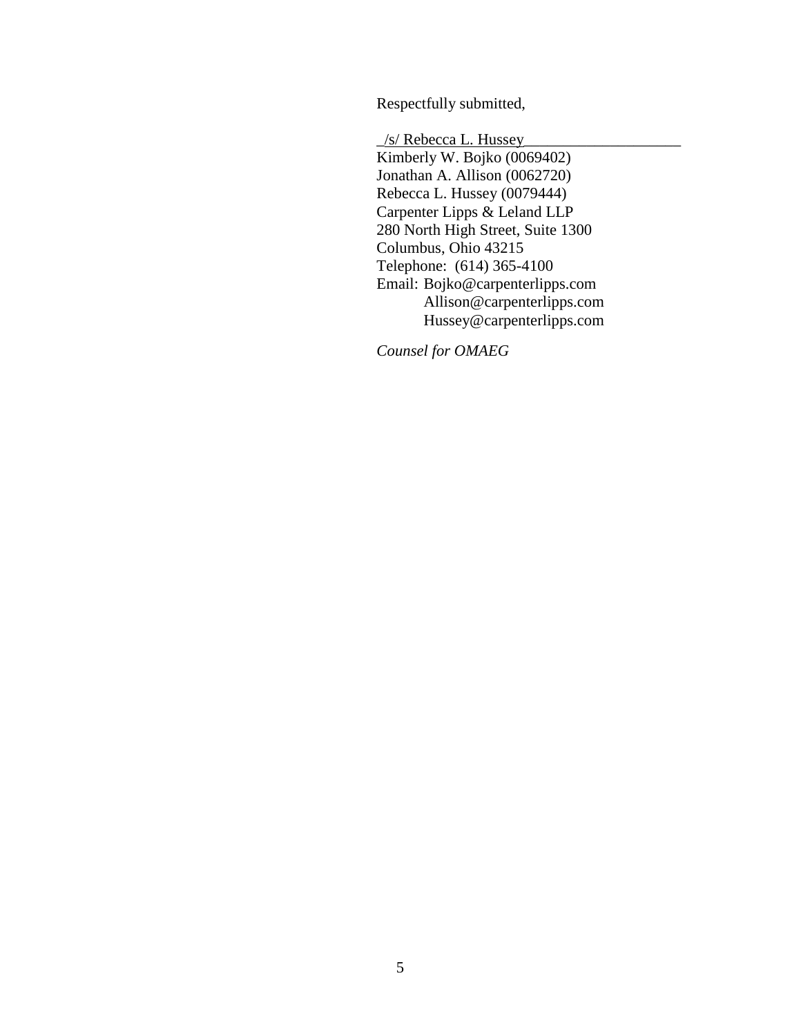Respectfully submitted,

/s/ Rebecca L. Hussey
Kimberly W. Bojko (0069402)
Jonathan A. Allison (0062720)
Rebecca L. Hussey (0079444)
Carpenter Lipps & Leland LLP
280 North High Street, Suite 1300
Columbus, Ohio 43215
Telephone: (614) 365-4100
Email: Bojko@carpenterlipps.com
Allison@carpenterlipps.com
Hussey@carpenterlipps.com

*Counsel for OMAEG*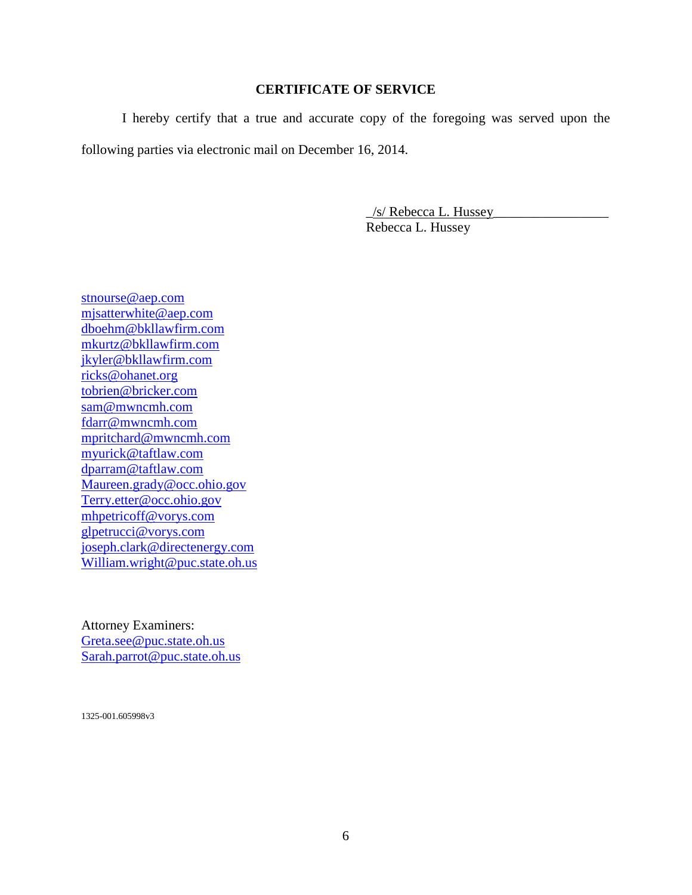## CERTIFICATE OF SERVICE

I hereby certify that a true and accurate copy of the foregoing was served upon the following parties via electronic mail on December 16, 2014.

_/s/ Rebecca L. Hussey__________________
Rebecca L. Hussey

stnourse@aep.com
mjsatterwhite@aep.com
dboehm@bkllawfirm.com
mkurtz@bkllawfirm.com
jkyler@bkllawfirm.com
ricks@ohanet.org
tobrien@bricker.com
sam@mwncmh.com
fdarr@mwncmh.com
mpritchard@mwncmh.com
myurick@taftlaw.com
dparram@taftlaw.com
Maureen.grady@occ.ohio.gov
Terry.etter@occ.ohio.gov
mhpetricoff@vorys.com
glpetrucci@vorys.com
joseph.clark@directenergy.com
William.wright@puc.state.oh.us

Attorney Examiners:
Greta.see@puc.state.oh.us
Sarah.parrot@puc.state.oh.us

1325-001.605998v3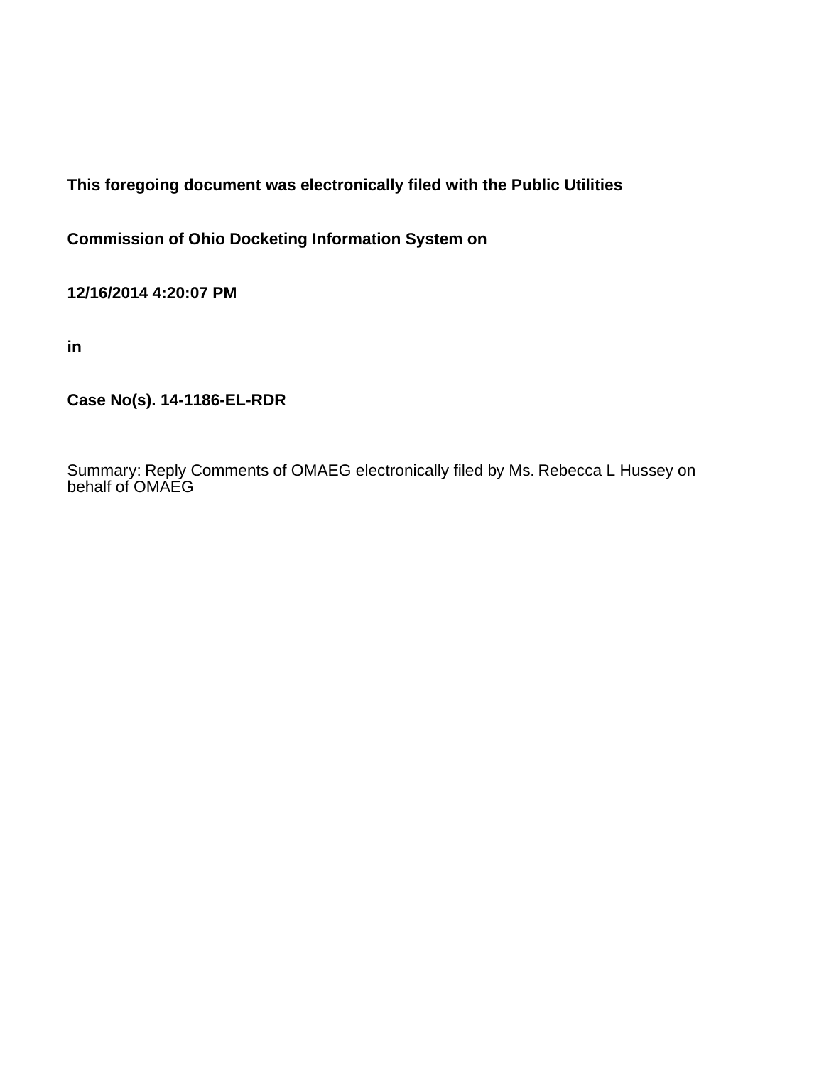**This foregoing document was electronically filed with the Public Utilities**

**Commission of Ohio Docketing Information System on**

**12/16/2014 4:20:07 PM**

**in**

**Case No(s). 14-1186-EL-RDR**

Summary: Reply Comments of OMAEG electronically filed by Ms. Rebecca L Hussey on behalf of OMAEG